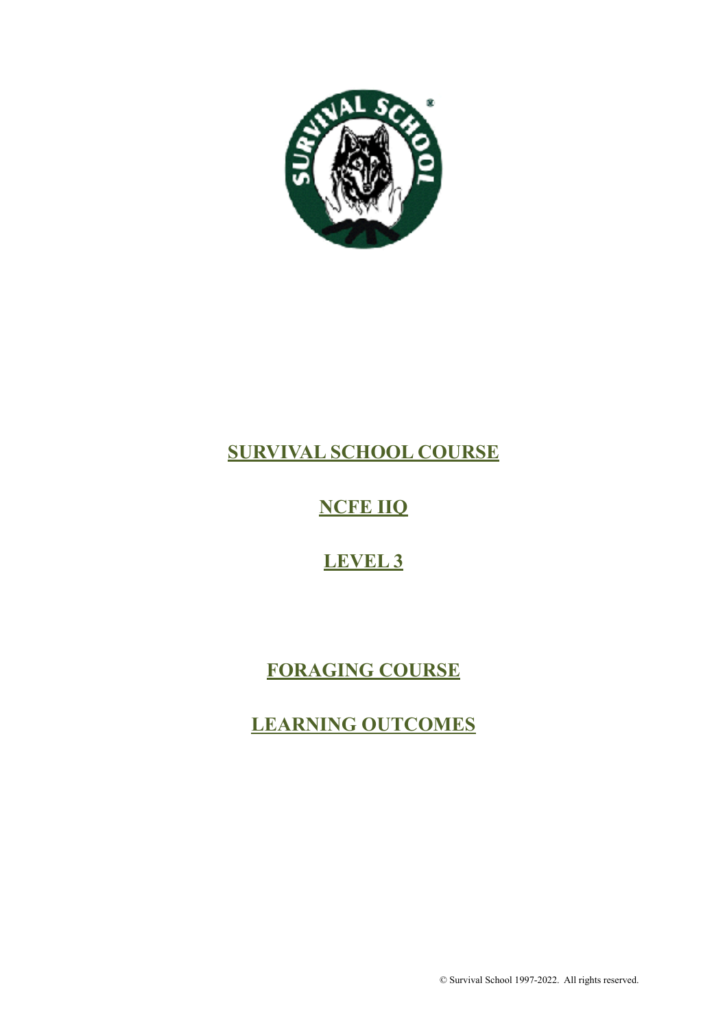# SURVIVAL SCHOOL COURSE

# NCFE IIQ

# LEVEL 3

# FORAGING COURSE

# LEARNING OUTCOMES

© Survival School 1997-2022. All rights reserved.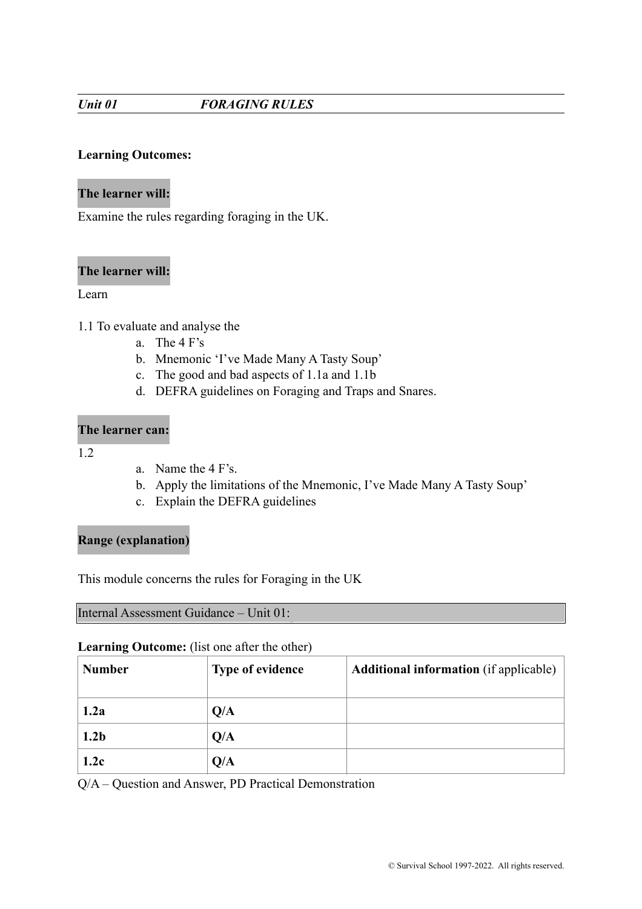***Unit 01 FORAGING RULES***

**Learning Outcomes:**

**The learner will:**

Examine the rules regarding foraging in the UK.

**The learner will:**

Learn

1.1 To evaluate and analyse the

a. The 4 F's
b. Mnemonic 'I've Made Many A Tasty Soup'
c. The good and bad aspects of 1.1a and 1.1b
d. DEFRA guidelines on Foraging and Traps and Snares.

**The learner can:**

1.2

a. Name the 4 F's.
b. Apply the limitations of the Mnemonic, I've Made Many A Tasty Soup'
c. Explain the DEFRA guidelines

**Range (explanation)**

This module concerns the rules for Foraging in the UK

Internal Assessment Guidance – Unit 01:

**Learning Outcome:** (list one after the other)

| **Number** | **Type of evidence** | **Additional information** (if applicable) |
|---|---|---|
| **1.2a** | **Q/A** | |
| **1.2b** | **Q/A** | |
| **1.2c** | **Q/A** | |

Q/A – Question and Answer, PD Practical Demonstration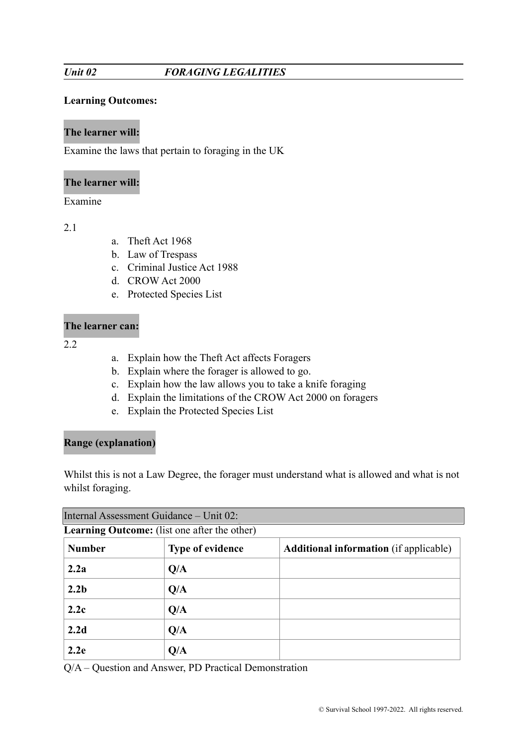## *Unit 02* *FORAGING LEGALITIES*

**Learning Outcomes:**

**The learner will:**

Examine the laws that pertain to foraging in the UK

**The learner will:**

Examine

2.1

a. Theft Act 1968
b. Law of Trespass
c. Criminal Justice Act 1988
d. CROW Act 2000
e. Protected Species List

**The learner can:**

2.2

a. Explain how the Theft Act affects Foragers
b. Explain where the forager is allowed to go.
c. Explain how the law allows you to take a knife foraging
d. Explain the limitations of the CROW Act 2000 on foragers
e. Explain the Protected Species List

**Range (explanation)**

Whilst this is not a Law Degree, the forager must understand what is allowed and what is not whilst foraging.

Internal Assessment Guidance – Unit 02:

**Learning Outcome:** (list one after the other)

| **Number** | **Type of evidence** | **Additional information** (if applicable) |
|---|---|---|
| **2.2a** | **Q/A** | |
| **2.2b** | **Q/A** | |
| **2.2c** | **Q/A** | |
| **2.2d** | **Q/A** | |
| **2.2e** | **Q/A** | |

Q/A – Question and Answer, PD Practical Demonstration

© Survival School 1997-2022. All rights reserved.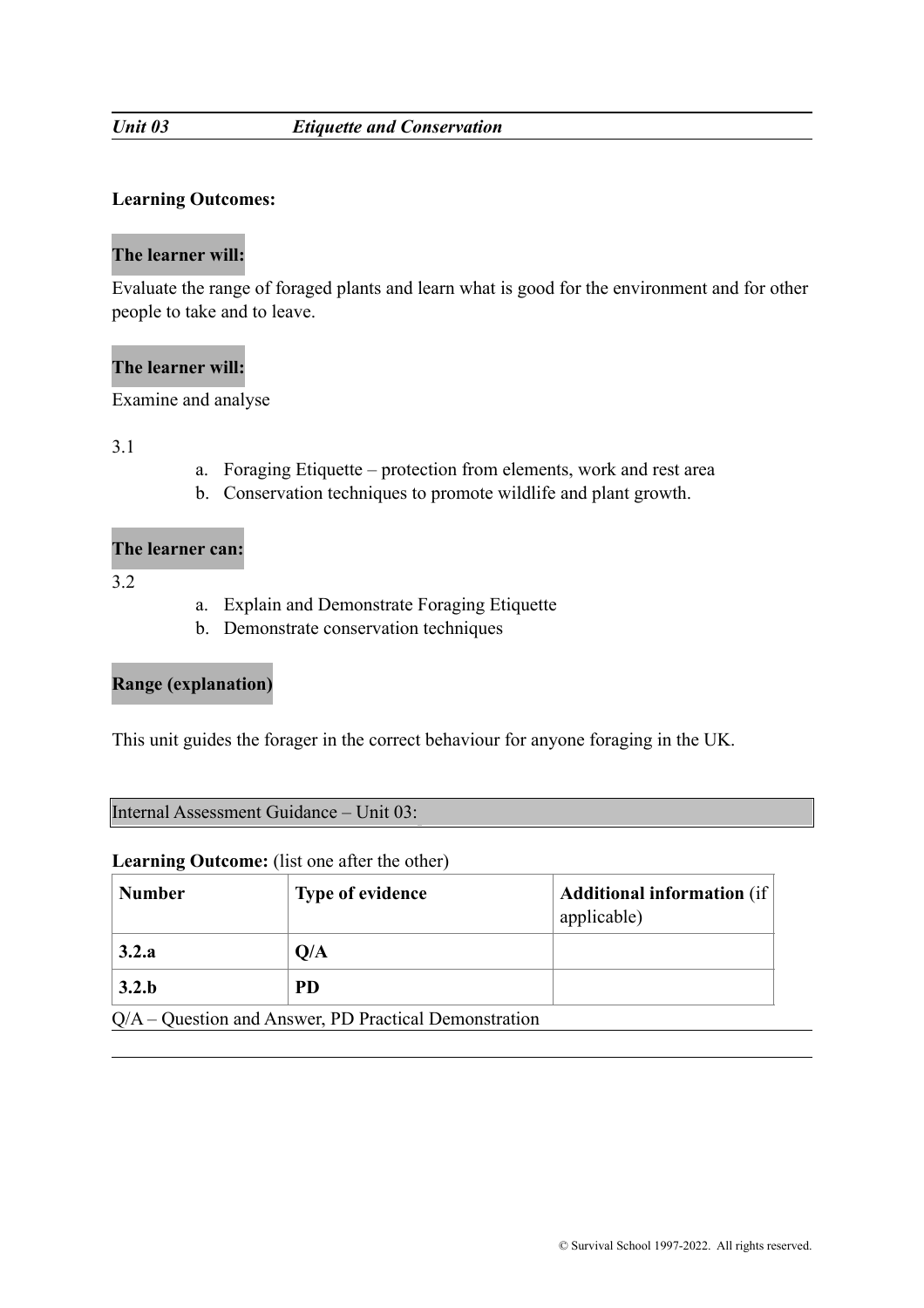***Unit 03*** ***Etiquette and Conservation***

**Learning Outcomes:**

**The learner will:**

Evaluate the range of foraged plants and learn what is good for the environment and for other people to take and to leave.

**The learner will:**

Examine and analyse

3.1

a. Foraging Etiquette – protection from elements, work and rest area
b. Conservation techniques to promote wildlife and plant growth.

**The learner can:**

3.2

a. Explain and Demonstrate Foraging Etiquette
b. Demonstrate conservation techniques

**Range (explanation)**

This unit guides the forager in the correct behaviour for anyone foraging in the UK.

Internal Assessment Guidance – Unit 03:

**Learning Outcome:** (list one after the other)

| **Number** | **Type of evidence** | **Additional information** (if applicable) |
| --- | --- | --- |
| **3.2.a** | **Q/A** | |
| **3.2.b** | **PD** | |

Q/A – Question and Answer, PD Practical Demonstration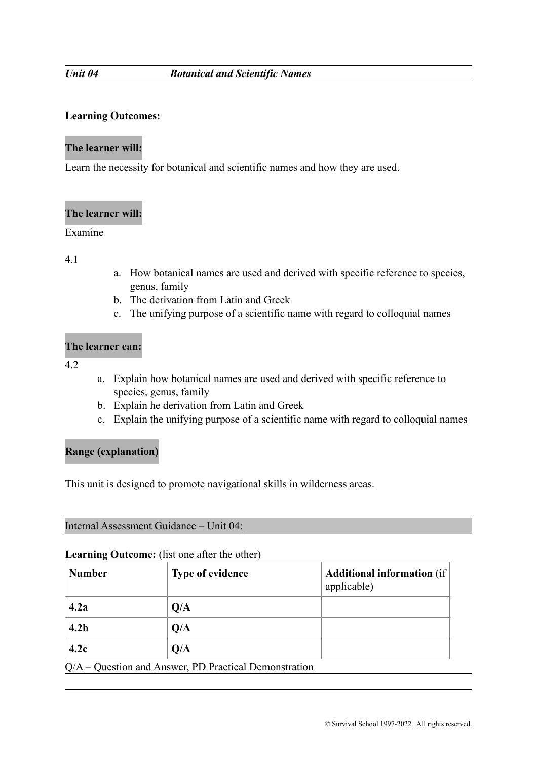***Unit 04*** ***Botanical and Scientific Names***

**Learning Outcomes:**

**The learner will:**

Learn the necessity for botanical and scientific names and how they are used.

**The learner will:**

Examine

4.1

a. How botanical names are used and derived with specific reference to species, genus, family
b. The derivation from Latin and Greek
c. The unifying purpose of a scientific name with regard to colloquial names

**The learner can:**

4.2

a. Explain how botanical names are used and derived with specific reference to species, genus, family
b. Explain he derivation from Latin and Greek
c. Explain the unifying purpose of a scientific name with regard to colloquial names

**Range (explanation)**

This unit is designed to promote navigational skills in wilderness areas.

Internal Assessment Guidance – Unit 04:

**Learning Outcome:** (list one after the other)

| **Number** | **Type of evidence** | **Additional information** (if applicable) |
|---|---|---|
| **4.2a** | **Q/A** | |
| **4.2b** | **Q/A** | |
| **4.2c** | **Q/A** | |

Q/A – Question and Answer, PD Practical Demonstration

© Survival School 1997-2022. All rights reserved.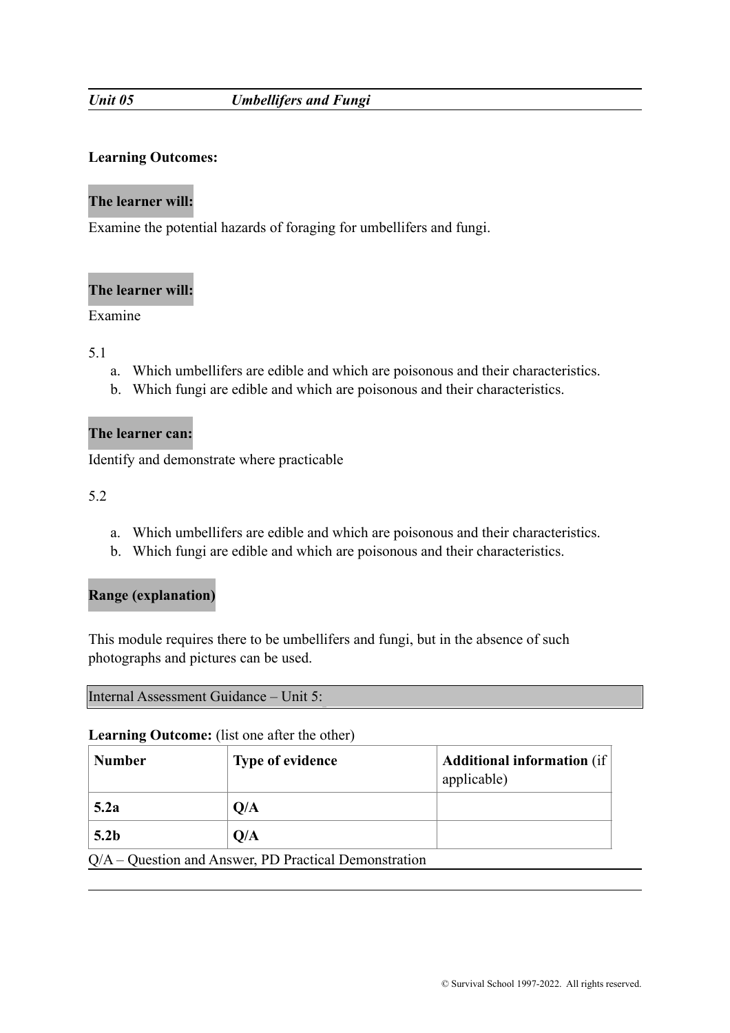***Unit 05*** ***Umbellifers and Fungi***

**Learning Outcomes:**

**The learner will:**

Examine the potential hazards of foraging for umbellifers and fungi.

**The learner will:**

Examine

5.1

a. Which umbellifers are edible and which are poisonous and their characteristics.
b. Which fungi are edible and which are poisonous and their characteristics.

**The learner can:**

Identify and demonstrate where practicable

5.2

a. Which umbellifers are edible and which are poisonous and their characteristics.
b. Which fungi are edible and which are poisonous and their characteristics.

**Range (explanation)**

This module requires there to be umbellifers and fungi, but in the absence of such photographs and pictures can be used.

Internal Assessment Guidance – Unit 5:

**Learning Outcome:** (list one after the other)

| **Number** | **Type of evidence** | **Additional information** (if applicable) |
|---|---|---|
| **5.2a** | **Q/A** | |
| **5.2b** | **Q/A** | |

Q/A – Question and Answer, PD Practical Demonstration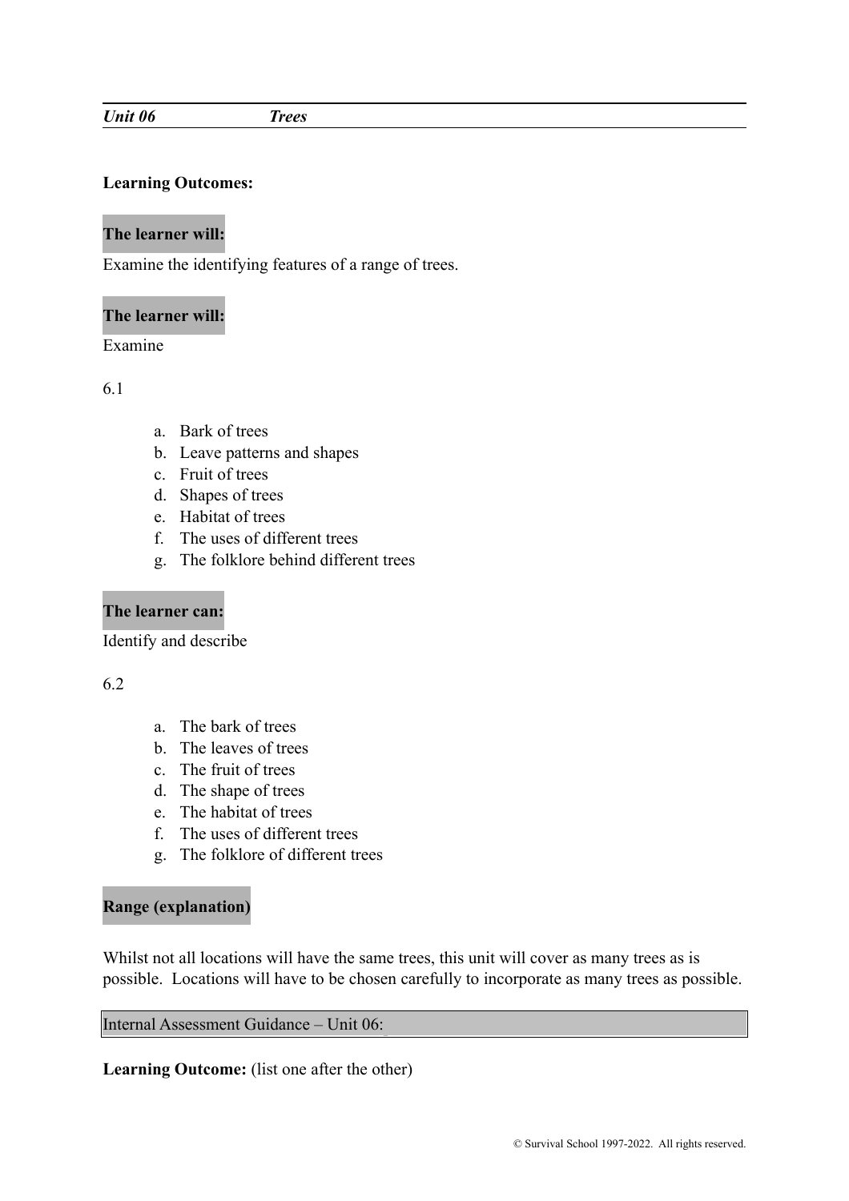***Unit 06*** ***Trees***

**Learning Outcomes:**

**The learner will:**

Examine the identifying features of a range of trees.

**The learner will:**

Examine

6.1

a. Bark of trees
b. Leave patterns and shapes
c. Fruit of trees
d. Shapes of trees
e. Habitat of trees
f. The uses of different trees
g. The folklore behind different trees

**The learner can:**

Identify and describe

6.2

a. The bark of trees
b. The leaves of trees
c. The fruit of trees
d. The shape of trees
e. The habitat of trees
f. The uses of different trees
g. The folklore of different trees

**Range (explanation)**

Whilst not all locations will have the same trees, this unit will cover as many trees as is possible. Locations will have to be chosen carefully to incorporate as many trees as possible.

Internal Assessment Guidance – Unit 06:

**Learning Outcome:** (list one after the other)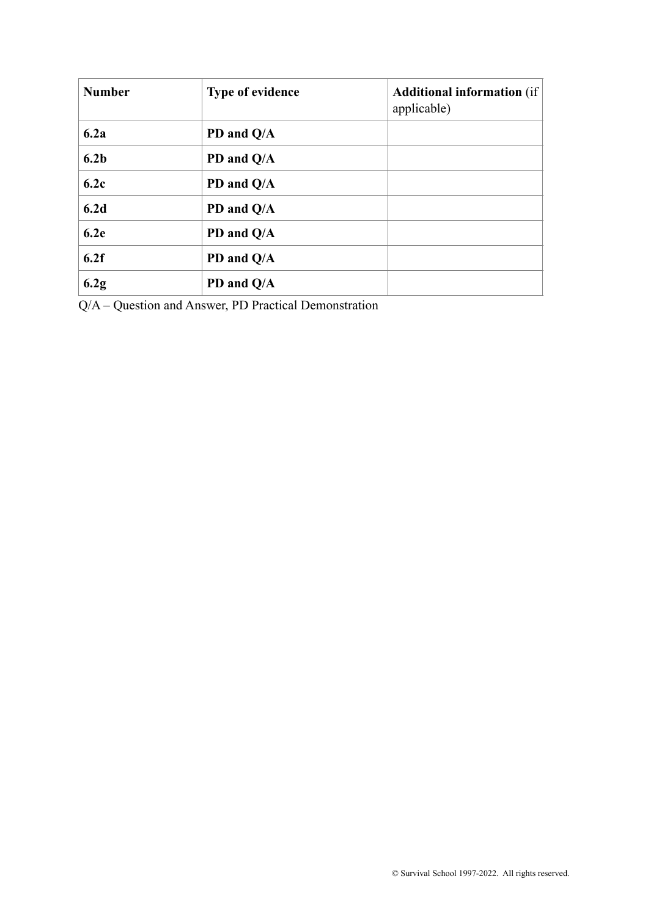| **Number** | **Type of evidence** | **Additional information** (if applicable) |
|---|---|---|
| **6.2a** | **PD and Q/A** | |
| **6.2b** | **PD and Q/A** | |
| **6.2c** | **PD and Q/A** | |
| **6.2d** | **PD and Q/A** | |
| **6.2e** | **PD and Q/A** | |
| **6.2f** | **PD and Q/A** | |
| **6.2g** | **PD and Q/A** | |

Q/A – Question and Answer, PD Practical Demonstration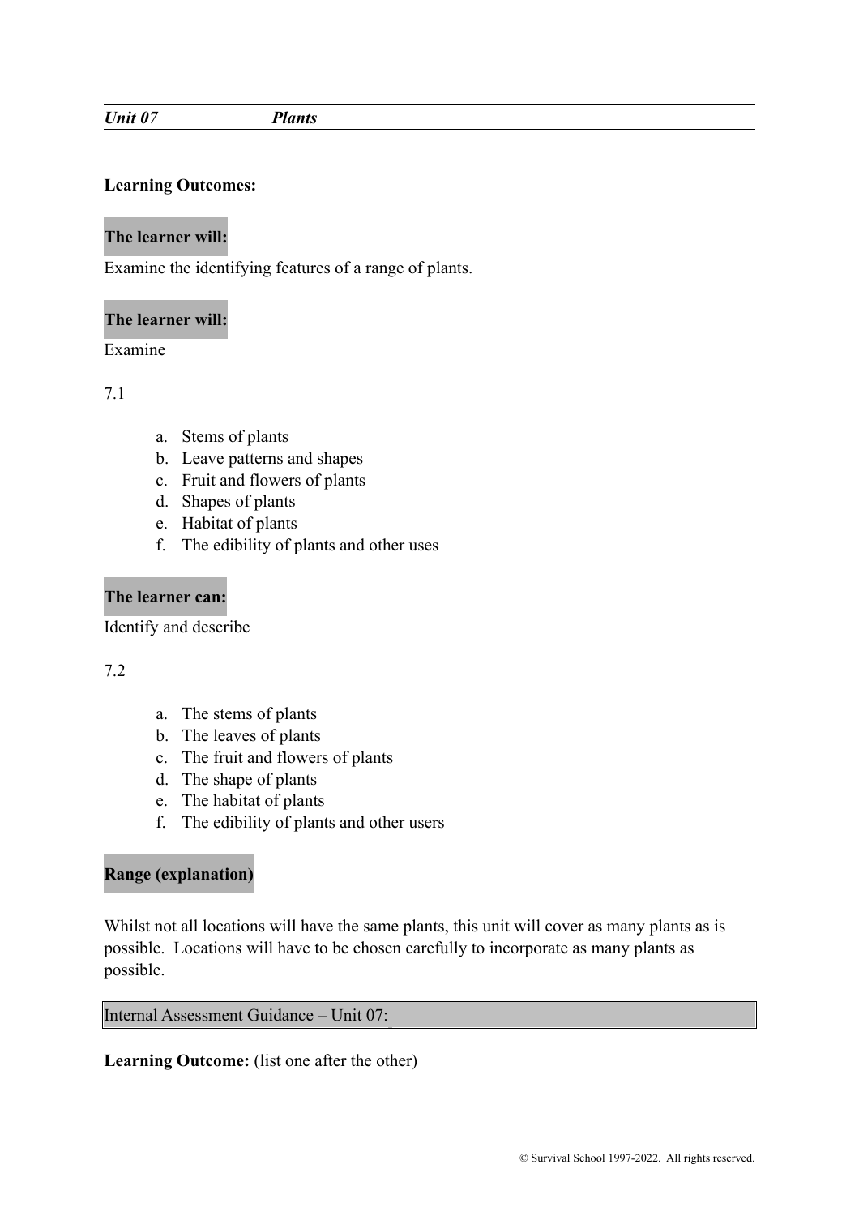## *Unit 07 Plants*

**Learning Outcomes:**

**The learner will:**

Examine the identifying features of a range of plants.

**The learner will:**

Examine

7.1

a. Stems of plants
b. Leave patterns and shapes
c. Fruit and flowers of plants
d. Shapes of plants
e. Habitat of plants
f. The edibility of plants and other uses

**The learner can:**

Identify and describe

7.2

a. The stems of plants
b. The leaves of plants
c. The fruit and flowers of plants
d. The shape of plants
e. The habitat of plants
f. The edibility of plants and other users

**Range (explanation)**

Whilst not all locations will have the same plants, this unit will cover as many plants as is possible. Locations will have to be chosen carefully to incorporate as many plants as possible.

Internal Assessment Guidance – Unit 07:

**Learning Outcome:** (list one after the other)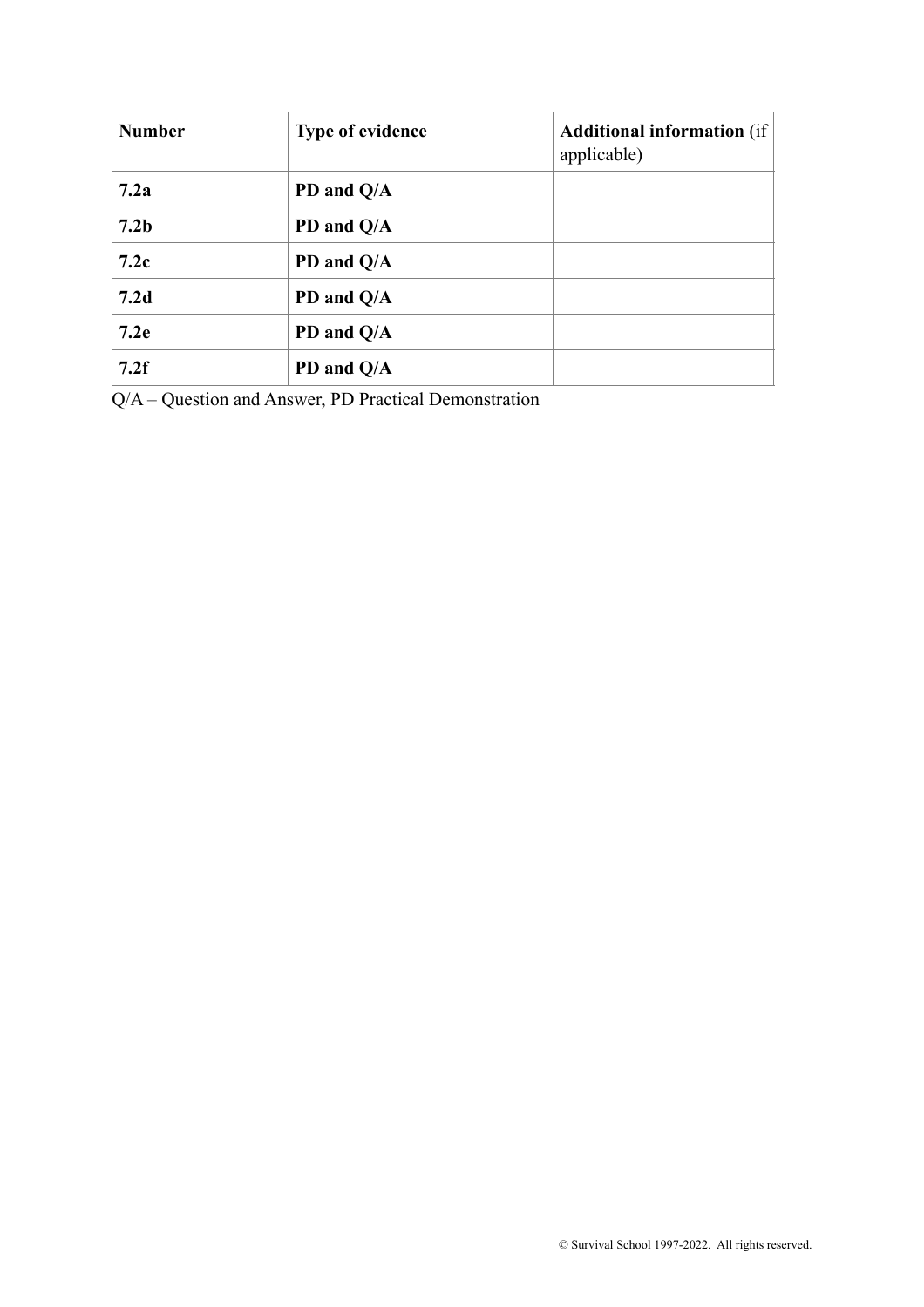| **Number** | **Type of evidence** | **Additional information** (if applicable) |
| --- | --- | --- |
| **7.2a** | **PD and Q/A** | |
| **7.2b** | **PD and Q/A** | |
| **7.2c** | **PD and Q/A** | |
| **7.2d** | **PD and Q/A** | |
| **7.2e** | **PD and Q/A** | |
| **7.2f** | **PD and Q/A** | |

Q/A – Question and Answer, PD Practical Demonstration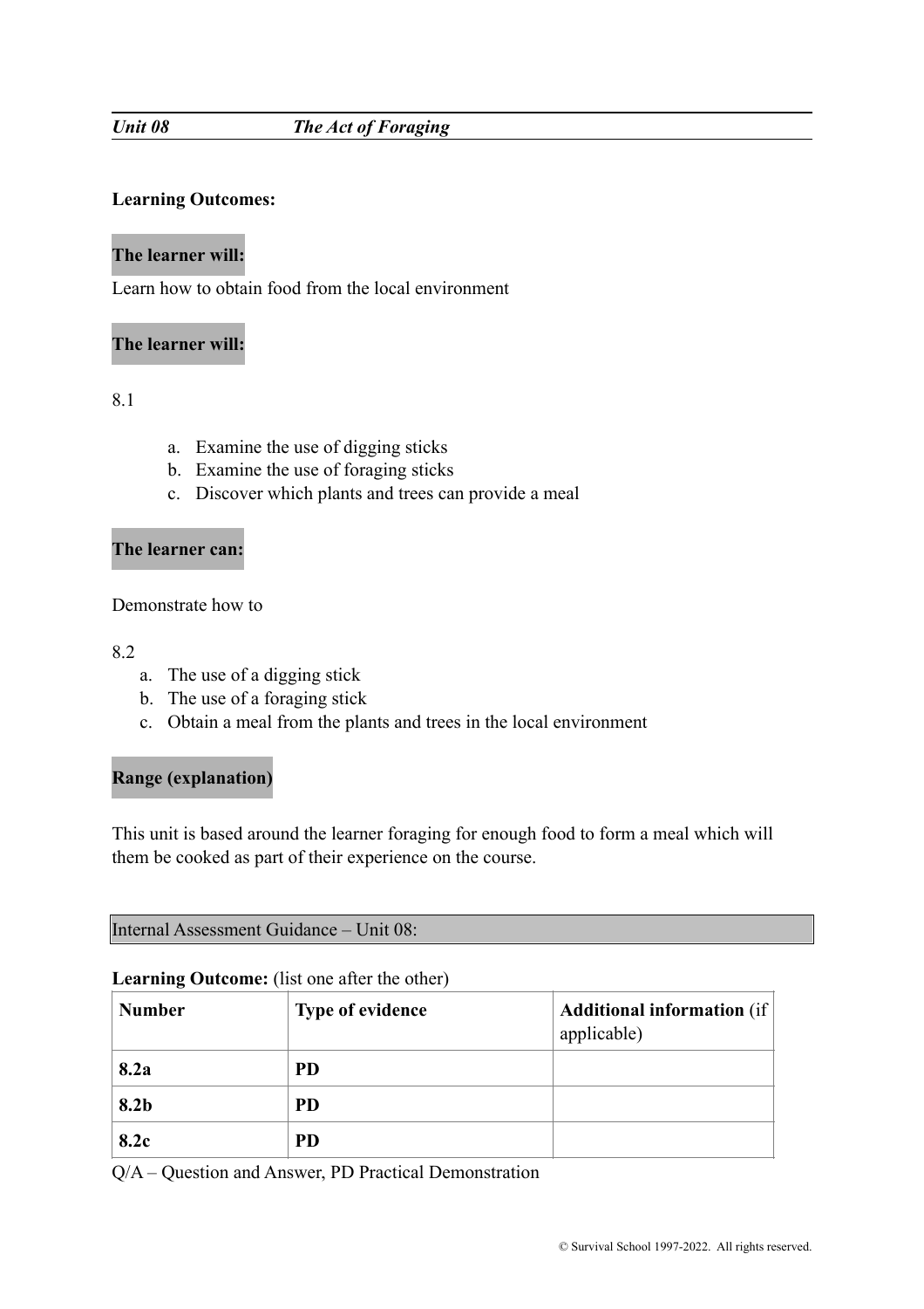***Unit 08*** ***The Act of Foraging***

**Learning Outcomes:**

**The learner will:**

Learn how to obtain food from the local environment

**The learner will:**

8.1

a. Examine the use of digging sticks
b. Examine the use of foraging sticks
c. Discover which plants and trees can provide a meal

**The learner can:**

Demonstrate how to

8.2

a. The use of a digging stick
b. The use of a foraging stick
c. Obtain a meal from the plants and trees in the local environment

**Range (explanation)**

This unit is based around the learner foraging for enough food to form a meal which will them be cooked as part of their experience on the course.

Internal Assessment Guidance – Unit 08:

**Learning Outcome:** (list one after the other)

| **Number** | **Type of evidence** | **Additional information** (if applicable) |
|---|---|---|
| **8.2a** | **PD** | |
| **8.2b** | **PD** | |
| **8.2c** | **PD** | |

Q/A – Question and Answer, PD Practical Demonstration

© Survival School 1997-2022. All rights reserved.